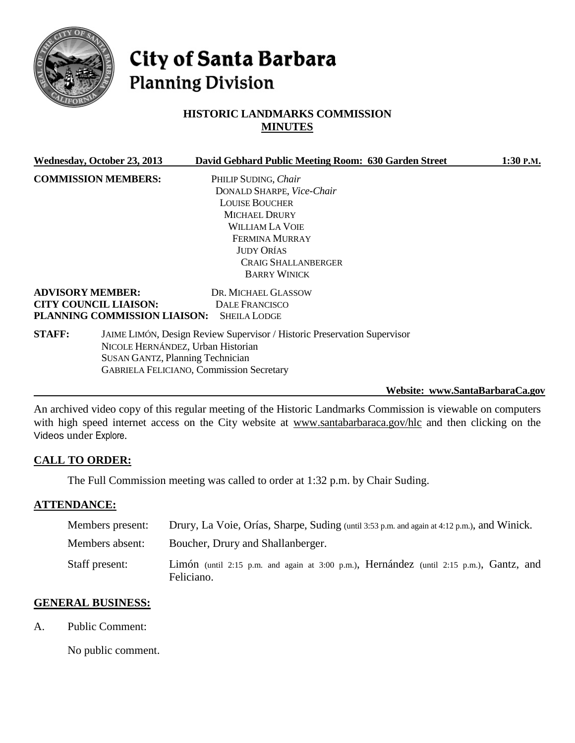# City of Santa Barbara
## Planning Division

### HISTORIC LANDMARKS COMMISSION
### MINUTES

**Wednesday, October 23, 2013** | **David Gebhard Public Meeting Room: 630 Garden Street** | **1:30 P.M.**

**COMMISSION MEMBERS:**
PHILIP SUDING, *Chair*
DONALD SHARPE, *Vice-Chair*
LOUISE BOUCHER
MICHAEL DRURY
WILLIAM LA VOIE
FERMINA MURRAY
JUDY ORÍAS
CRAIG SHALLANBERGER
BARRY WINICK

**ADVISORY MEMBER:** DR. MICHAEL GLASSOW
**CITY COUNCIL LIAISON:** DALE FRANCISCO
**PLANNING COMMISSION LIAISON:** SHEILA LODGE

**STAFF:**
JAIME LIMÓN, Design Review Supervisor / Historic Preservation Supervisor
NICOLE HERNÁNDEZ, Urban Historian
SUSAN GANTZ, Planning Technician
GABRIELA FELICIANO, Commission Secretary

**Website: www.SantaBarbaraCa.gov**

An archived video copy of this regular meeting of the Historic Landmarks Commission is viewable on computers with high speed internet access on the City website at www.santabarbaraca.gov/hlc and then clicking on the Videos under Explore.

## CALL TO ORDER:

The Full Commission meeting was called to order at 1:32 p.m. by Chair Suding.

## ATTENDANCE:

Members present: Drury, La Voie, Orías, Sharpe, Suding (until 3:53 p.m. and again at 4:12 p.m.), and Winick.

Members absent: Boucher, Drury and Shallanberger.

Staff present: Limón (until 2:15 p.m. and again at 3:00 p.m.), Hernández (until 2:15 p.m.), Gantz, and Feliciano.

## GENERAL BUSINESS:

A. Public Comment:

No public comment.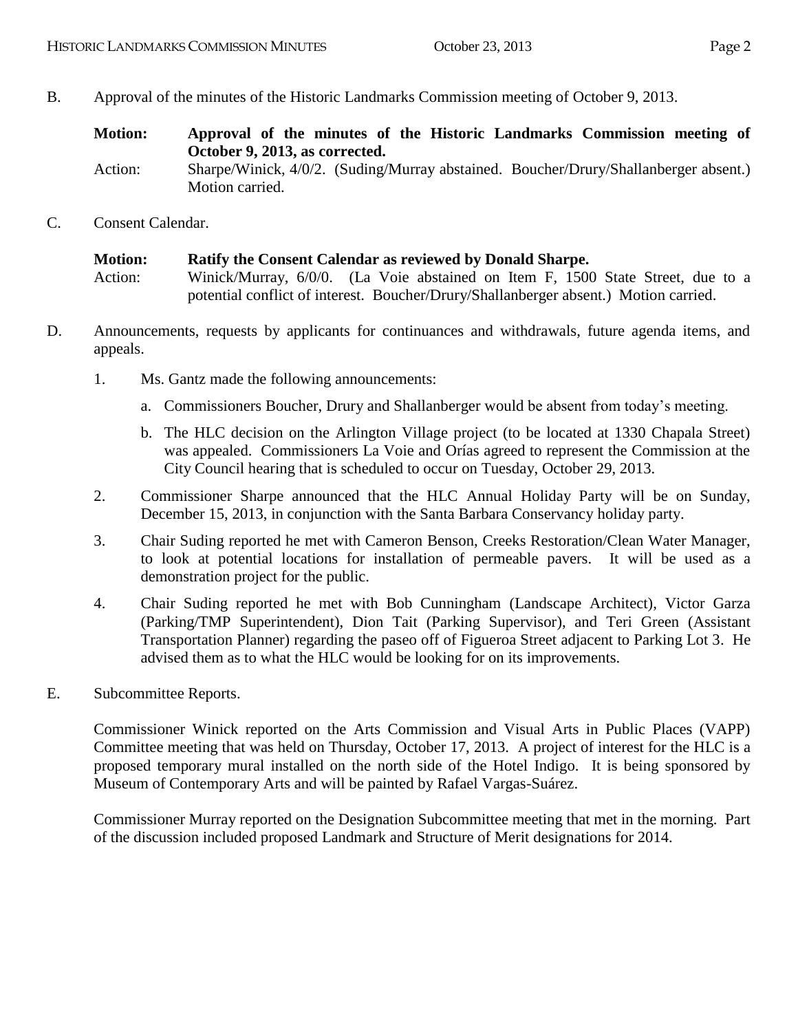B. Approval of the minutes of the Historic Landmarks Commission meeting of October 9, 2013.

**Motion: Approval of the minutes of the Historic Landmarks Commission meeting of October 9, 2013, as corrected.**

Action: Sharpe/Winick, 4/0/2. (Suding/Murray abstained. Boucher/Drury/Shallanberger absent.) Motion carried.

C. Consent Calendar.

**Motion: Ratify the Consent Calendar as reviewed by Donald Sharpe.**

Action: Winick/Murray, 6/0/0. (La Voie abstained on Item F, 1500 State Street, due to a potential conflict of interest. Boucher/Drury/Shallanberger absent.) Motion carried.

D. Announcements, requests by applicants for continuances and withdrawals, future agenda items, and appeals.

1. Ms. Gantz made the following announcements:

   a. Commissioners Boucher, Drury and Shallanberger would be absent from today's meeting.

   b. The HLC decision on the Arlington Village project (to be located at 1330 Chapala Street) was appealed. Commissioners La Voie and Orías agreed to represent the Commission at the City Council hearing that is scheduled to occur on Tuesday, October 29, 2013.

2. Commissioner Sharpe announced that the HLC Annual Holiday Party will be on Sunday, December 15, 2013, in conjunction with the Santa Barbara Conservancy holiday party.

3. Chair Suding reported he met with Cameron Benson, Creeks Restoration/Clean Water Manager, to look at potential locations for installation of permeable pavers. It will be used as a demonstration project for the public.

4. Chair Suding reported he met with Bob Cunningham (Landscape Architect), Victor Garza (Parking/TMP Superintendent), Dion Tait (Parking Supervisor), and Teri Green (Assistant Transportation Planner) regarding the paseo off of Figueroa Street adjacent to Parking Lot 3. He advised them as to what the HLC would be looking for on its improvements.

E. Subcommittee Reports.

Commissioner Winick reported on the Arts Commission and Visual Arts in Public Places (VAPP) Committee meeting that was held on Thursday, October 17, 2013. A project of interest for the HLC is a proposed temporary mural installed on the north side of the Hotel Indigo. It is being sponsored by Museum of Contemporary Arts and will be painted by Rafael Vargas-Suárez.

Commissioner Murray reported on the Designation Subcommittee meeting that met in the morning. Part of the discussion included proposed Landmark and Structure of Merit designations for 2014.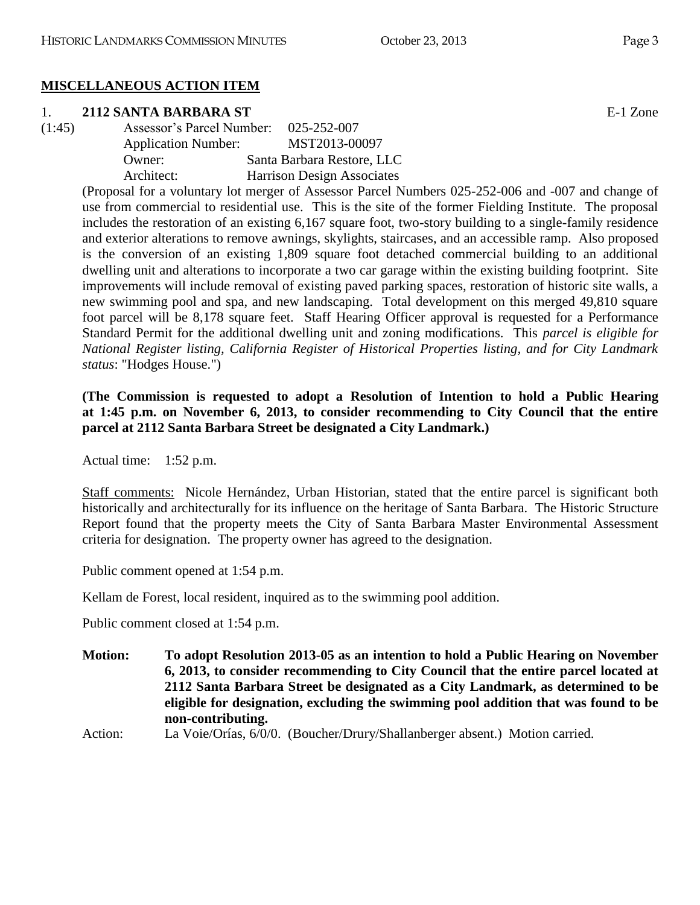## MISCELLANEOUS ACTION ITEM

1. **2112 SANTA BARBARA ST** E-1 Zone

(1:45)
Assessor's Parcel Number: 025-252-007
Application Number: MST2013-00097
Owner: Santa Barbara Restore, LLC
Architect: Harrison Design Associates

(Proposal for a voluntary lot merger of Assessor Parcel Numbers 025-252-006 and -007 and change of use from commercial to residential use. This is the site of the former Fielding Institute. The proposal includes the restoration of an existing 6,167 square foot, two-story building to a single-family residence and exterior alterations to remove awnings, skylights, staircases, and an accessible ramp. Also proposed is the conversion of an existing 1,809 square foot detached commercial building to an additional dwelling unit and alterations to incorporate a two car garage within the existing building footprint. Site improvements will include removal of existing paved parking spaces, restoration of historic site walls, a new swimming pool and spa, and new landscaping. Total development on this merged 49,810 square foot parcel will be 8,178 square feet. Staff Hearing Officer approval is requested for a Performance Standard Permit for the additional dwelling unit and zoning modifications. This *parcel is eligible for National Register listing, California Register of Historical Properties listing, and for City Landmark status*: "Hodges House.")

**(The Commission is requested to adopt a Resolution of Intention to hold a Public Hearing at 1:45 p.m. on November 6, 2013, to consider recommending to City Council that the entire parcel at 2112 Santa Barbara Street be designated a City Landmark.)**

Actual time: 1:52 p.m.

Staff comments: Nicole Hernández, Urban Historian, stated that the entire parcel is significant both historically and architecturally for its influence on the heritage of Santa Barbara. The Historic Structure Report found that the property meets the City of Santa Barbara Master Environmental Assessment criteria for designation. The property owner has agreed to the designation.

Public comment opened at 1:54 p.m.

Kellam de Forest, local resident, inquired as to the swimming pool addition.

Public comment closed at 1:54 p.m.

**Motion: To adopt Resolution 2013-05 as an intention to hold a Public Hearing on November 6, 2013, to consider recommending to City Council that the entire parcel located at 2112 Santa Barbara Street be designated as a City Landmark, as determined to be eligible for designation, excluding the swimming pool addition that was found to be non-contributing.**

Action: La Voie/Orías, 6/0/0. (Boucher/Drury/Shallanberger absent.) Motion carried.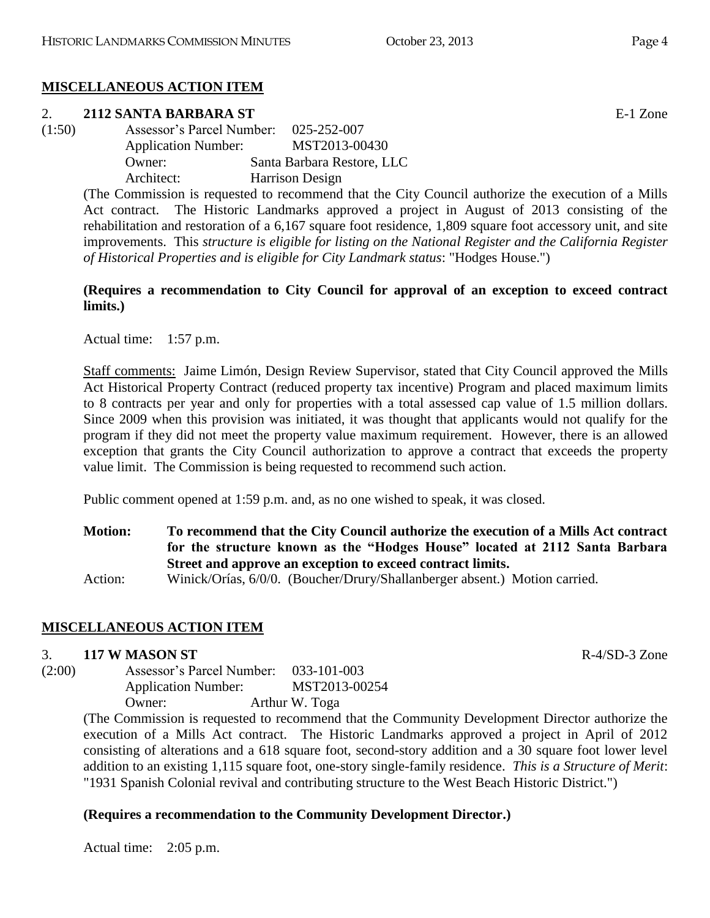## MISCELLANEOUS ACTION ITEM

2. **2112 SANTA BARBARA ST** E-1 Zone

(1:50)
Assessor's Parcel Number: 025-252-007
Application Number: MST2013-00430
Owner: Santa Barbara Restore, LLC
Architect: Harrison Design

(The Commission is requested to recommend that the City Council authorize the execution of a Mills Act contract. The Historic Landmarks approved a project in August of 2013 consisting of the rehabilitation and restoration of a 6,167 square foot residence, 1,809 square foot accessory unit, and site improvements. This *structure is eligible for listing on the National Register and the California Register of Historical Properties and is eligible for City Landmark status*: "Hodges House.")

**(Requires a recommendation to City Council for approval of an exception to exceed contract limits.)**

Actual time: 1:57 p.m.

Staff comments: Jaime Limón, Design Review Supervisor, stated that City Council approved the Mills Act Historical Property Contract (reduced property tax incentive) Program and placed maximum limits to 8 contracts per year and only for properties with a total assessed cap value of 1.5 million dollars. Since 2009 when this provision was initiated, it was thought that applicants would not qualify for the program if they did not meet the property value maximum requirement. However, there is an allowed exception that grants the City Council authorization to approve a contract that exceeds the property value limit. The Commission is being requested to recommend such action.

Public comment opened at 1:59 p.m. and, as no one wished to speak, it was closed.

**Motion: To recommend that the City Council authorize the execution of a Mills Act contract for the structure known as the "Hodges House" located at 2112 Santa Barbara Street and approve an exception to exceed contract limits.**

Action: Winick/Orías, 6/0/0. (Boucher/Drury/Shallanberger absent.) Motion carried.

## MISCELLANEOUS ACTION ITEM

3. **117 W MASON ST** R-4/SD-3 Zone

(2:00)
Assessor's Parcel Number: 033-101-003
Application Number: MST2013-00254
Owner: Arthur W. Toga

(The Commission is requested to recommend that the Community Development Director authorize the execution of a Mills Act contract. The Historic Landmarks approved a project in April of 2012 consisting of alterations and a 618 square foot, second-story addition and a 30 square foot lower level addition to an existing 1,115 square foot, one-story single-family residence. *This is a Structure of Merit*: "1931 Spanish Colonial revival and contributing structure to the West Beach Historic District.")

**(Requires a recommendation to the Community Development Director.)**

Actual time: 2:05 p.m.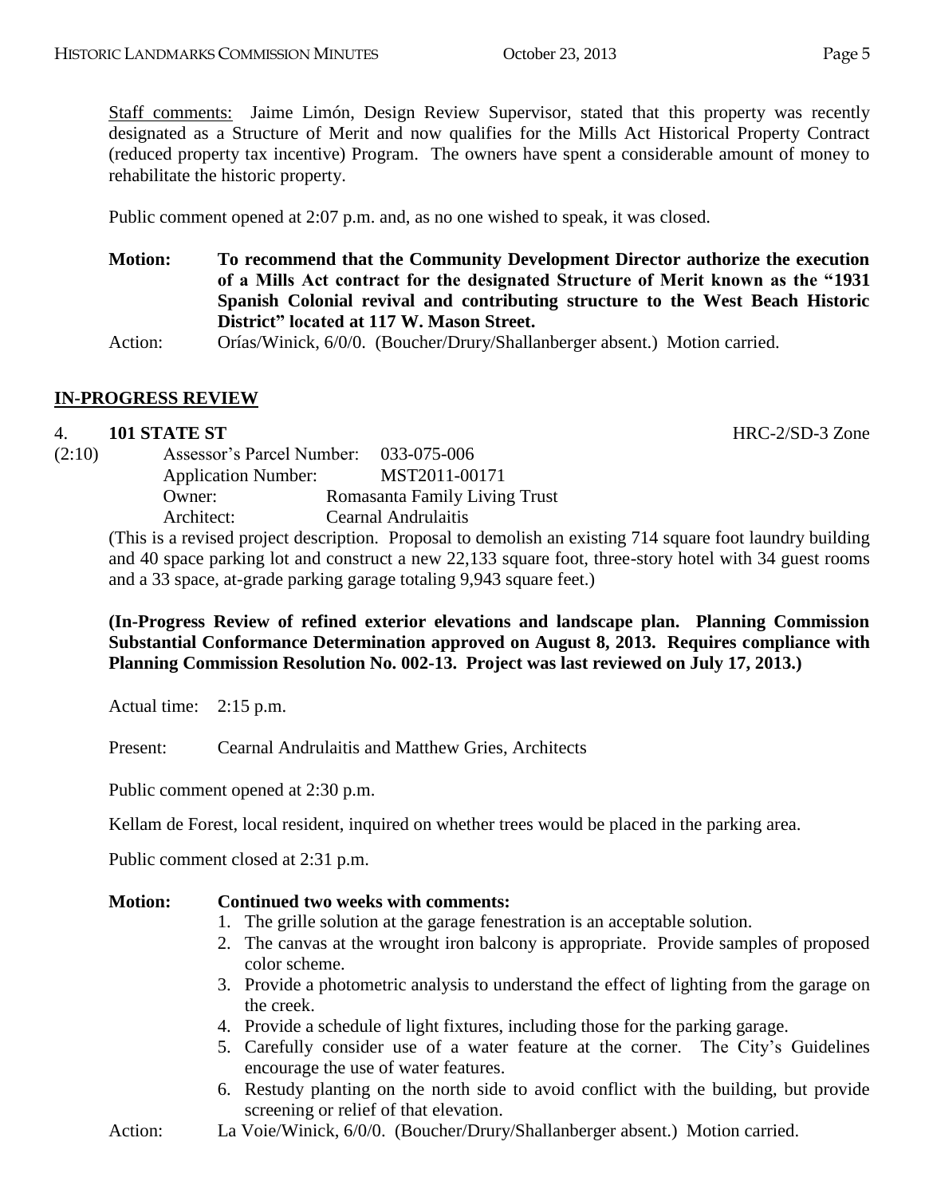Staff comments: Jaime Limón, Design Review Supervisor, stated that this property was recently designated as a Structure of Merit and now qualifies for the Mills Act Historical Property Contract (reduced property tax incentive) Program. The owners have spent a considerable amount of money to rehabilitate the historic property.

Public comment opened at 2:07 p.m. and, as no one wished to speak, it was closed.

**Motion: To recommend that the Community Development Director authorize the execution of a Mills Act contract for the designated Structure of Merit known as the "1931 Spanish Colonial revival and contributing structure to the West Beach Historic District" located at 117 W. Mason Street.**

Action: Orías/Winick, 6/0/0. (Boucher/Drury/Shallanberger absent.) Motion carried.

## IN-PROGRESS REVIEW

4. **101 STATE ST** HRC-2/SD-3 Zone

(2:10)

Assessor's Parcel Number: 033-075-006
Application Number: MST2011-00171
Owner: Romasanta Family Living Trust
Architect: Cearnal Andrulaitis

(This is a revised project description. Proposal to demolish an existing 714 square foot laundry building and 40 space parking lot and construct a new 22,133 square foot, three-story hotel with 34 guest rooms and a 33 space, at-grade parking garage totaling 9,943 square feet.)

**(In-Progress Review of refined exterior elevations and landscape plan. Planning Commission Substantial Conformance Determination approved on August 8, 2013. Requires compliance with Planning Commission Resolution No. 002-13. Project was last reviewed on July 17, 2013.)**

Actual time: 2:15 p.m.

Present: Cearnal Andrulaitis and Matthew Gries, Architects

Public comment opened at 2:30 p.m.

Kellam de Forest, local resident, inquired on whether trees would be placed in the parking area.

Public comment closed at 2:31 p.m.

**Motion: Continued two weeks with comments:**

1. The grille solution at the garage fenestration is an acceptable solution.
2. The canvas at the wrought iron balcony is appropriate. Provide samples of proposed color scheme.
3. Provide a photometric analysis to understand the effect of lighting from the garage on the creek.
4. Provide a schedule of light fixtures, including those for the parking garage.
5. Carefully consider use of a water feature at the corner. The City's Guidelines encourage the use of water features.
6. Restudy planting on the north side to avoid conflict with the building, but provide screening or relief of that elevation.

Action: La Voie/Winick, 6/0/0. (Boucher/Drury/Shallanberger absent.) Motion carried.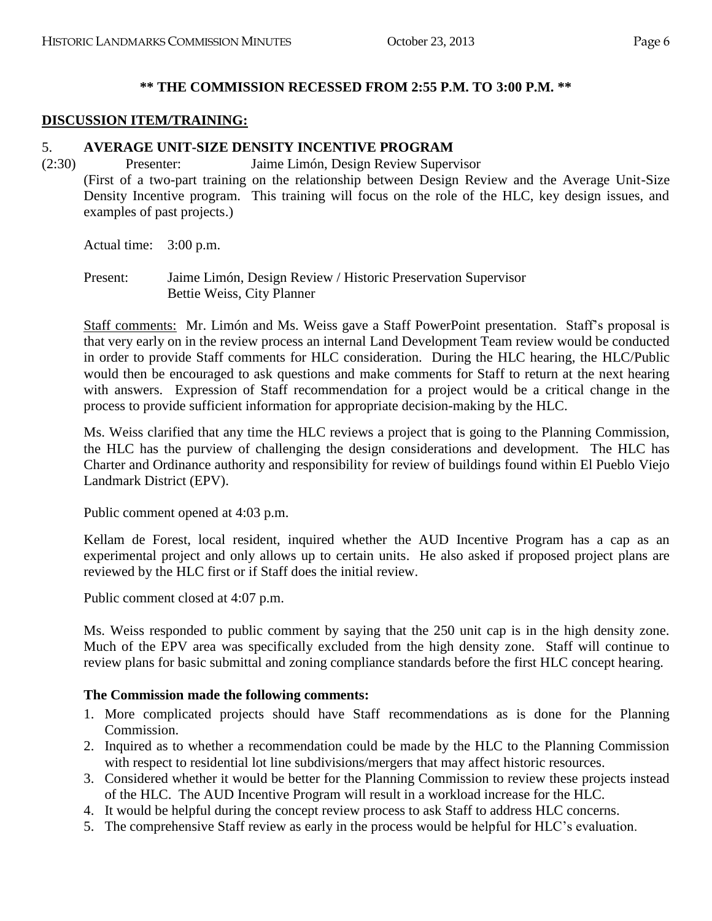**\*\* THE COMMISSION RECESSED FROM 2:55 P.M. TO 3:00 P.M. \*\***

**DISCUSSION ITEM/TRAINING:**

5. **AVERAGE UNIT-SIZE DENSITY INCENTIVE PROGRAM**

(2:30) Presenter: Jaime Limón, Design Review Supervisor

(First of a two-part training on the relationship between Design Review and the Average Unit-Size Density Incentive program. This training will focus on the role of the HLC, key design issues, and examples of past projects.)

Actual time: 3:00 p.m.

Present: Jaime Limón, Design Review / Historic Preservation Supervisor
Bettie Weiss, City Planner

Staff comments: Mr. Limón and Ms. Weiss gave a Staff PowerPoint presentation. Staff's proposal is that very early on in the review process an internal Land Development Team review would be conducted in order to provide Staff comments for HLC consideration. During the HLC hearing, the HLC/Public would then be encouraged to ask questions and make comments for Staff to return at the next hearing with answers. Expression of Staff recommendation for a project would be a critical change in the process to provide sufficient information for appropriate decision-making by the HLC.

Ms. Weiss clarified that any time the HLC reviews a project that is going to the Planning Commission, the HLC has the purview of challenging the design considerations and development. The HLC has Charter and Ordinance authority and responsibility for review of buildings found within El Pueblo Viejo Landmark District (EPV).

Public comment opened at 4:03 p.m.

Kellam de Forest, local resident, inquired whether the AUD Incentive Program has a cap as an experimental project and only allows up to certain units. He also asked if proposed project plans are reviewed by the HLC first or if Staff does the initial review.

Public comment closed at 4:07 p.m.

Ms. Weiss responded to public comment by saying that the 250 unit cap is in the high density zone. Much of the EPV area was specifically excluded from the high density zone. Staff will continue to review plans for basic submittal and zoning compliance standards before the first HLC concept hearing.

**The Commission made the following comments:**

1. More complicated projects should have Staff recommendations as is done for the Planning Commission.
2. Inquired as to whether a recommendation could be made by the HLC to the Planning Commission with respect to residential lot line subdivisions/mergers that may affect historic resources.
3. Considered whether it would be better for the Planning Commission to review these projects instead of the HLC. The AUD Incentive Program will result in a workload increase for the HLC.
4. It would be helpful during the concept review process to ask Staff to address HLC concerns.
5. The comprehensive Staff review as early in the process would be helpful for HLC's evaluation.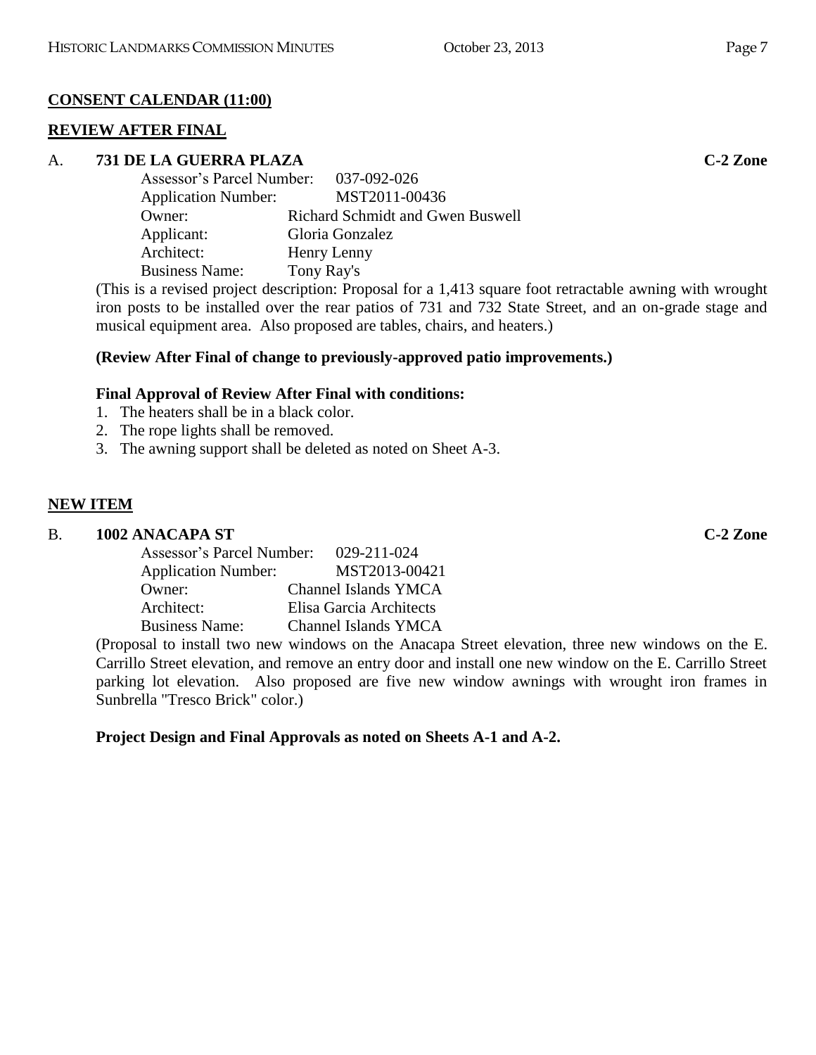## CONSENT CALENDAR (11:00)

## REVIEW AFTER FINAL

### A. 731 DE LA GUERRA PLAZA — C-2 Zone

Assessor's Parcel Number: 037-092-026
Application Number: MST2011-00436
Owner: Richard Schmidt and Gwen Buswell
Applicant: Gloria Gonzalez
Architect: Henry Lenny
Business Name: Tony Ray's

(This is a revised project description: Proposal for a 1,413 square foot retractable awning with wrought iron posts to be installed over the rear patios of 731 and 732 State Street, and an on-grade stage and musical equipment area. Also proposed are tables, chairs, and heaters.)

**(Review After Final of change to previously-approved patio improvements.)**

**Final Approval of Review After Final with conditions:**

1. The heaters shall be in a black color.
2. The rope lights shall be removed.
3. The awning support shall be deleted as noted on Sheet A-3.

## NEW ITEM

### B. 1002 ANACAPA ST — C-2 Zone

Assessor's Parcel Number: 029-211-024
Application Number: MST2013-00421
Owner: Channel Islands YMCA
Architect: Elisa Garcia Architects
Business Name: Channel Islands YMCA

(Proposal to install two new windows on the Anacapa Street elevation, three new windows on the E. Carrillo Street elevation, and remove an entry door and install one new window on the E. Carrillo Street parking lot elevation. Also proposed are five new window awnings with wrought iron frames in Sunbrella "Tresco Brick" color.)

**Project Design and Final Approvals as noted on Sheets A-1 and A-2.**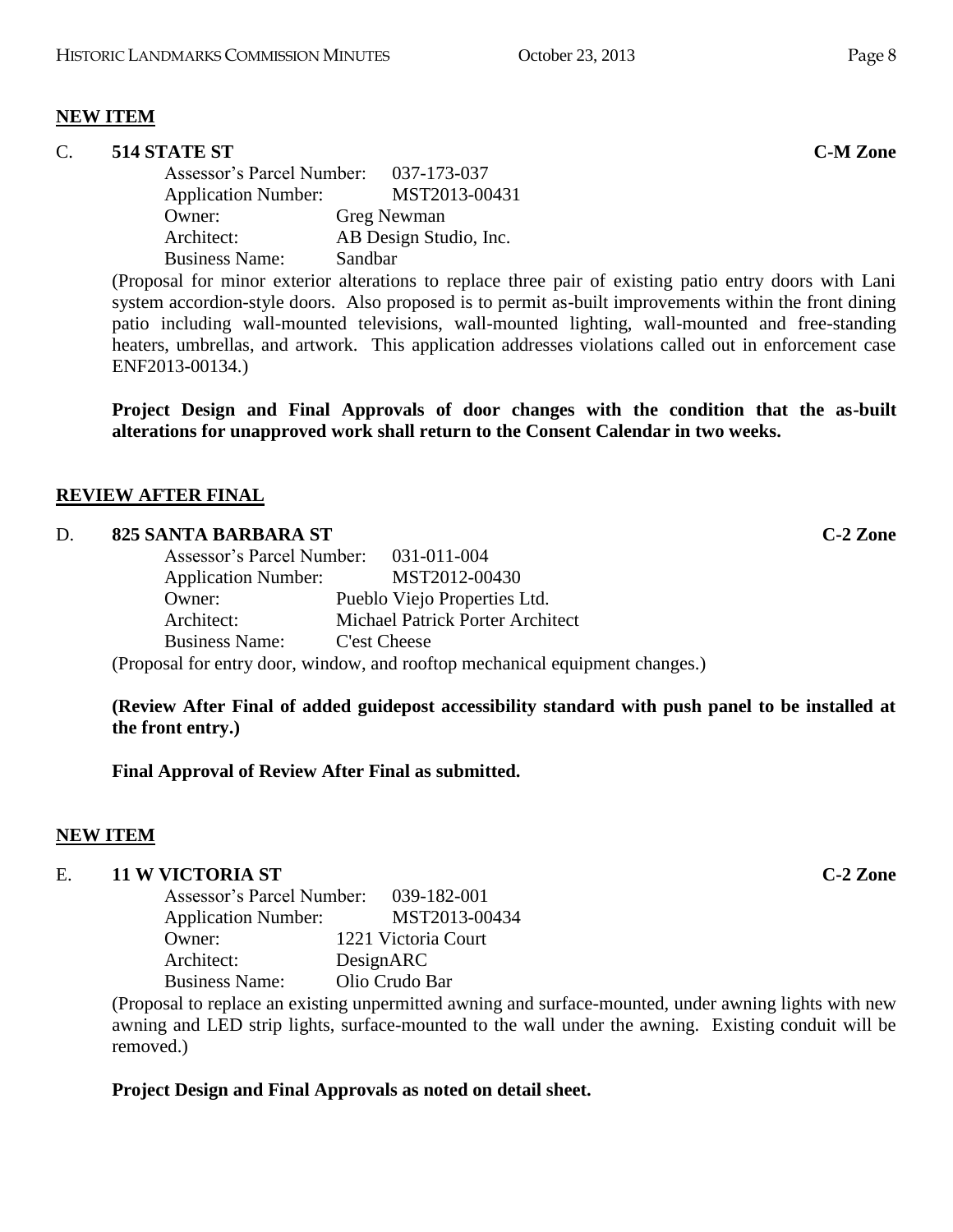**NEW ITEM**

**C. 514 STATE ST** **C-M Zone**

Assessor's Parcel Number: 037-173-037
Application Number: MST2013-00431
Owner: Greg Newman
Architect: AB Design Studio, Inc.
Business Name: Sandbar

(Proposal for minor exterior alterations to replace three pair of existing patio entry doors with Lani system accordion-style doors. Also proposed is to permit as-built improvements within the front dining patio including wall-mounted televisions, wall-mounted lighting, wall-mounted and free-standing heaters, umbrellas, and artwork. This application addresses violations called out in enforcement case ENF2013-00134.)

**Project Design and Final Approvals of door changes with the condition that the as-built alterations for unapproved work shall return to the Consent Calendar in two weeks.**

**REVIEW AFTER FINAL**

**D. 825 SANTA BARBARA ST** **C-2 Zone**

Assessor's Parcel Number: 031-011-004
Application Number: MST2012-00430
Owner: Pueblo Viejo Properties Ltd.
Architect: Michael Patrick Porter Architect
Business Name: C'est Cheese

(Proposal for entry door, window, and rooftop mechanical equipment changes.)

**(Review After Final of added guidepost accessibility standard with push panel to be installed at the front entry.)**

**Final Approval of Review After Final as submitted.**

**NEW ITEM**

**E. 11 W VICTORIA ST** **C-2 Zone**

Assessor's Parcel Number: 039-182-001
Application Number: MST2013-00434
Owner: 1221 Victoria Court
Architect: DesignARC
Business Name: Olio Crudo Bar

(Proposal to replace an existing unpermitted awning and surface-mounted, under awning lights with new awning and LED strip lights, surface-mounted to the wall under the awning. Existing conduit will be removed.)

**Project Design and Final Approvals as noted on detail sheet.**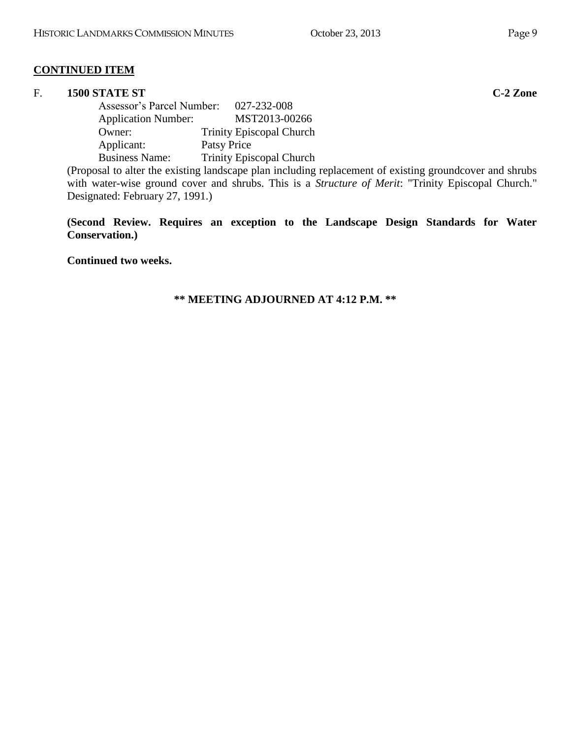## CONTINUED ITEM

**F. 1500 STATE ST** **C-2 Zone**

Assessor's Parcel Number: 027-232-008
Application Number: MST2013-00266
Owner: Trinity Episcopal Church
Applicant: Patsy Price
Business Name: Trinity Episcopal Church

(Proposal to alter the existing landscape plan including replacement of existing groundcover and shrubs with water-wise ground cover and shrubs. This is a *Structure of Merit*: "Trinity Episcopal Church." Designated: February 27, 1991.)

**(Second Review. Requires an exception to the Landscape Design Standards for Water Conservation.)**

**Continued two weeks.**

**\*\* MEETING ADJOURNED AT 4:12 P.M. \*\***